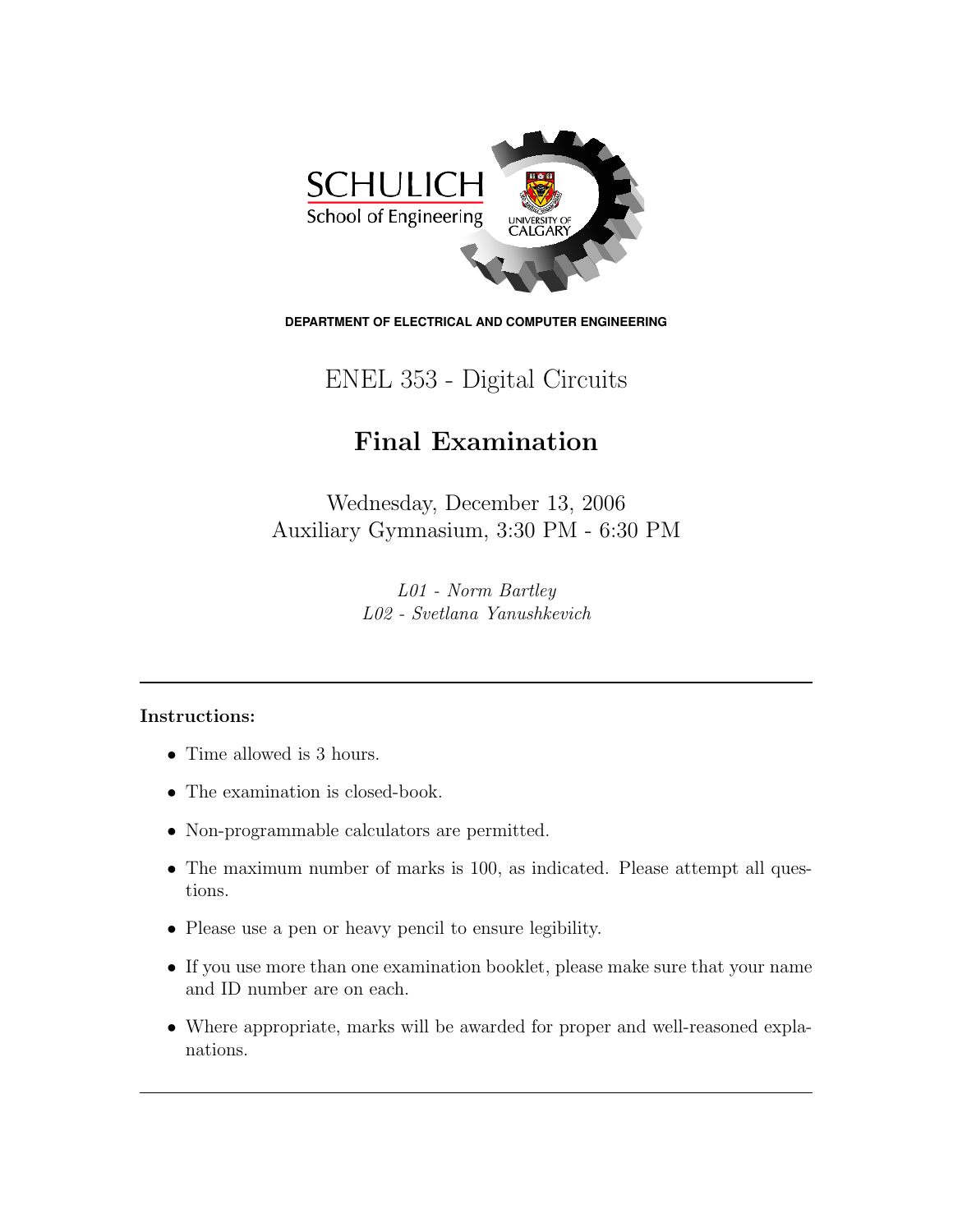SCHULICH

School of Engineering

UNIVERSITY OF CALGARY

**DEPARTMENT OF ELECTRICAL AND COMPUTER ENGINEERING**

# ENEL 353 - Digital Circuits

## Final Examination

Wednesday, December 13, 2006
Auxiliary Gymnasium, 3:30 PM - 6:30 PM

*L01 - Norm Bartley*
*L02 - Svetlana Yanushkevich*

---

**Instructions:**

- Time allowed is 3 hours.
- The examination is closed-book.
- Non-programmable calculators are permitted.
- The maximum number of marks is 100, as indicated. Please attempt all questions.
- Please use a pen or heavy pencil to ensure legibility.
- If you use more than one examination booklet, please make sure that your name and ID number are on each.
- Where appropriate, marks will be awarded for proper and well-reasoned explanations.

---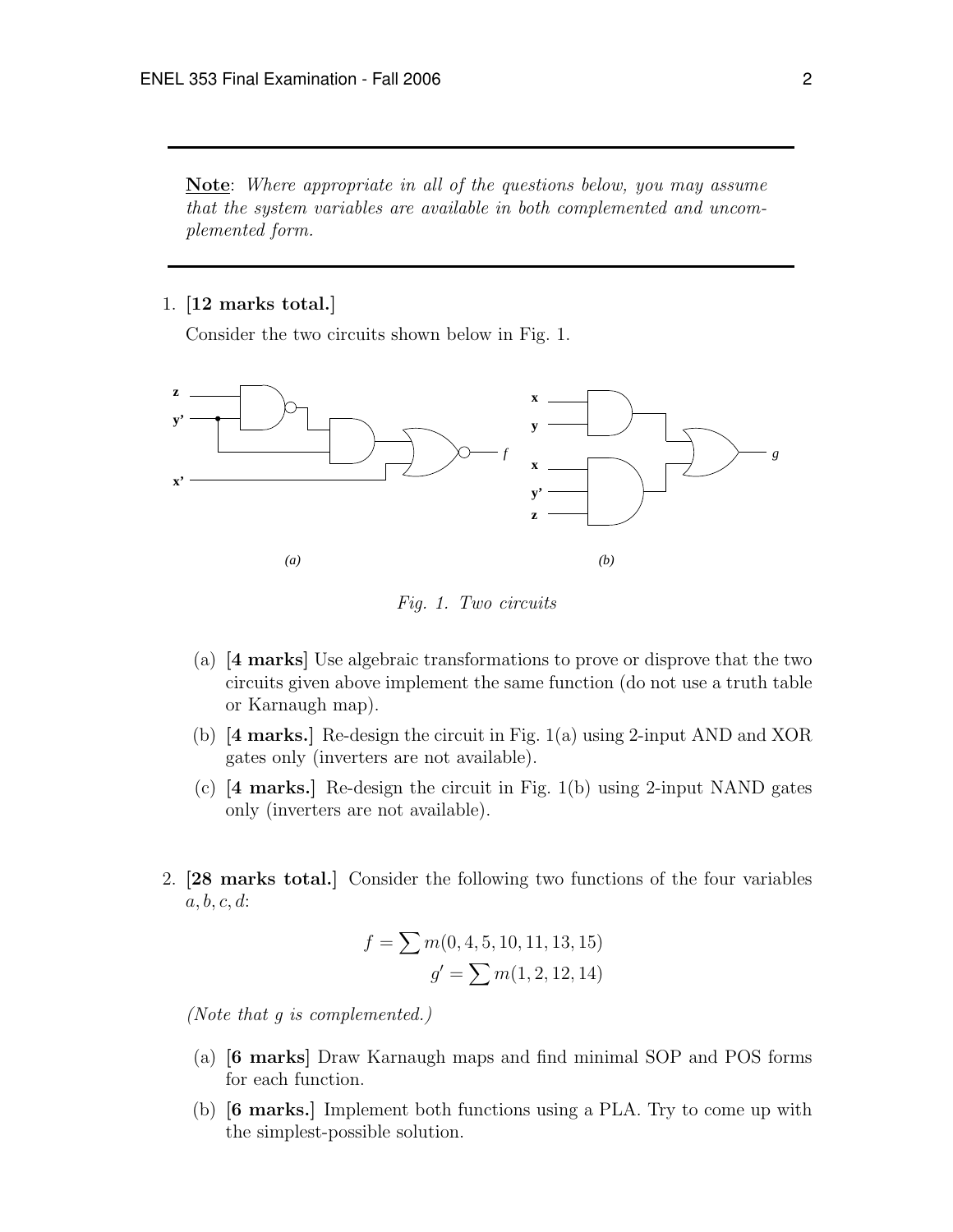**Note**: *Where appropriate in all of the questions below, you may assume that the system variables are available in both complemented and uncomplemented form.*

1. **[12 marks total.]**

   Consider the two circuits shown below in Fig. 1.

   *Fig. 1. Two circuits*

   (a) **[4 marks]** Use algebraic transformations to prove or disprove that the two circuits given above implement the same function (do not use a truth table or Karnaugh map).

   (b) **[4 marks.]** Re-design the circuit in Fig. 1(a) using 2-input AND and XOR gates only (inverters are not available).

   (c) **[4 marks.]** Re-design the circuit in Fig. 1(b) using 2-input NAND gates only (inverters are not available).

2. **[28 marks total.]** Consider the following two functions of the four variables $a, b, c, d$:

$$f = \sum m(0, 4, 5, 10, 11, 13, 15)$$

$$g' = \sum m(1, 2, 12, 14)$$

   *(Note that g is complemented.)*

   (a) **[6 marks]** Draw Karnaugh maps and find minimal SOP and POS forms for each function.

   (b) **[6 marks.]** Implement both functions using a PLA. Try to come up with the simplest-possible solution.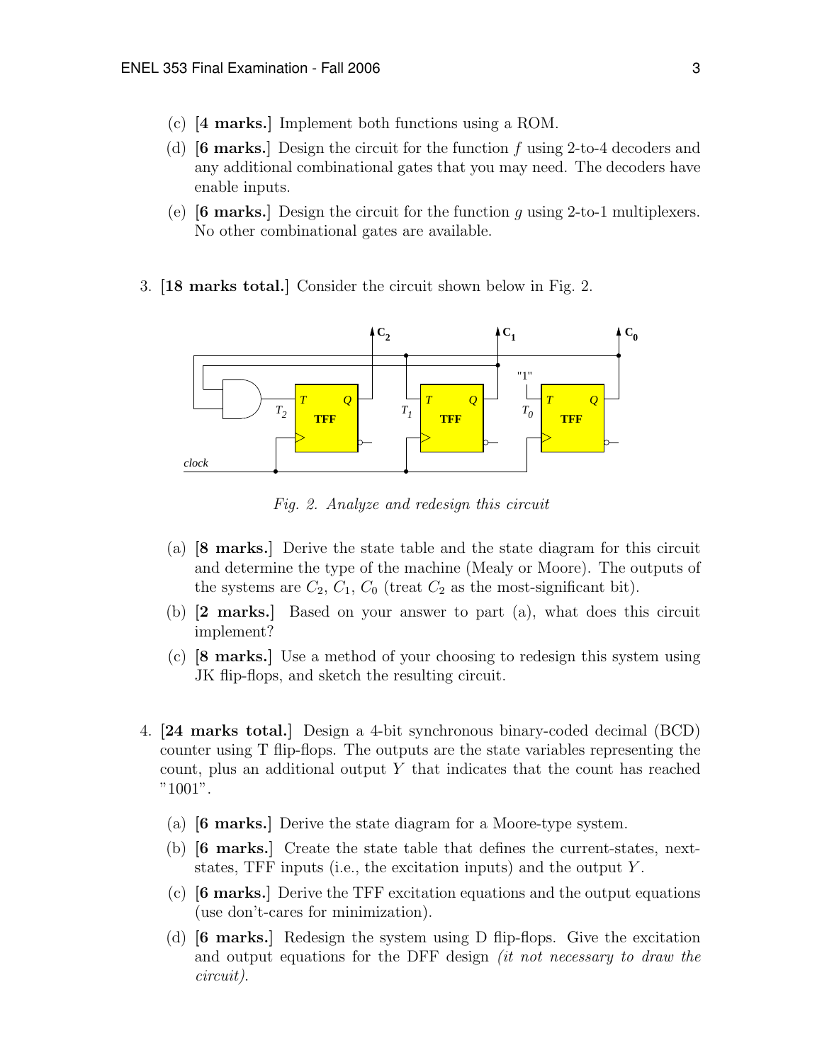(c) **[4 marks.]** Implement both functions using a ROM.

(d) **[6 marks.]** Design the circuit for the function $f$ using 2-to-4 decoders and any additional combinational gates that you may need. The decoders have enable inputs.

(e) **[6 marks.]** Design the circuit for the function $g$ using 2-to-1 multiplexers. No other combinational gates are available.

3. **[18 marks total.]** Consider the circuit shown below in Fig. 2.

*Fig. 2. Analyze and redesign this circuit*

(a) **[8 marks.]** Derive the state table and the state diagram for this circuit and determine the type of the machine (Mealy or Moore). The outputs of the systems are $C_2$, $C_1$, $C_0$ (treat $C_2$ as the most-significant bit).

(b) **[2 marks.]** Based on your answer to part (a), what does this circuit implement?

(c) **[8 marks.]** Use a method of your choosing to redesign this system using JK flip-flops, and sketch the resulting circuit.

4. **[24 marks total.]** Design a 4-bit synchronous binary-coded decimal (BCD) counter using T flip-flops. The outputs are the state variables representing the count, plus an additional output $Y$ that indicates that the count has reached "1001".

(a) **[6 marks.]** Derive the state diagram for a Moore-type system.

(b) **[6 marks.]** Create the state table that defines the current-states, next-states, TFF inputs (i.e., the excitation inputs) and the output $Y$.

(c) **[6 marks.]** Derive the TFF excitation equations and the output equations (use don't-cares for minimization).

(d) **[6 marks.]** Redesign the system using D flip-flops. Give the excitation and output equations for the DFF design *(it not necessary to draw the circuit).*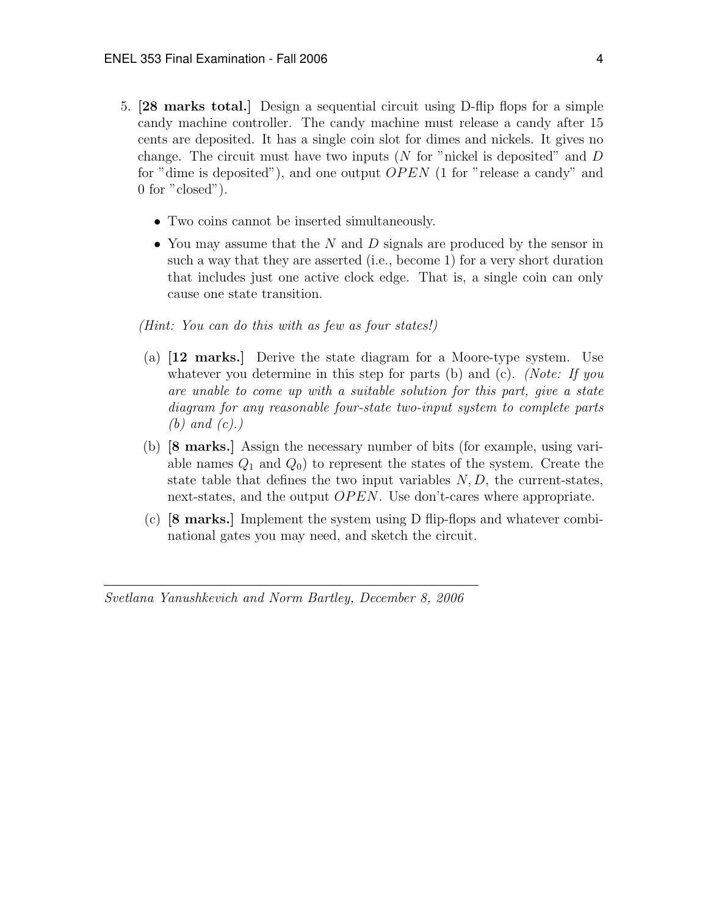5. **[28 marks total.]** Design a sequential circuit using D-flip flops for a simple candy machine controller. The candy machine must release a candy after 15 cents are deposited. It has a single coin slot for dimes and nickels. It gives no change. The circuit must have two inputs ($N$ for "nickel is deposited" and $D$ for "dime is deposited"), and one output $OPEN$ (1 for "release a candy" and 0 for "closed").

   - Two coins cannot be inserted simultaneously.
   - You may assume that the $N$ and $D$ signals are produced by the sensor in such a way that they are asserted (i.e., become 1) for a very short duration that includes just one active clock edge. That is, a single coin can only cause one state transition.

   *(Hint: You can do this with as few as four states!)*

   (a) **[12 marks.]** Derive the state diagram for a Moore-type system. Use whatever you determine in this step for parts (b) and (c). *(Note: If you are unable to come up with a suitable solution for this part, give a state diagram for any reasonable four-state two-input system to complete parts (b) and (c).)*

   (b) **[8 marks.]** Assign the necessary number of bits (for example, using variable names $Q_1$ and $Q_0$) to represent the states of the system. Create the state table that defines the two input variables $N, D$, the current-states, next-states, and the output $OPEN$. Use don't-cares where appropriate.

   (c) **[8 marks.]** Implement the system using D flip-flops and whatever combinational gates you may need, and sketch the circuit.

*Svetlana Yanushkevich and Norm Bartley, December 8, 2006*